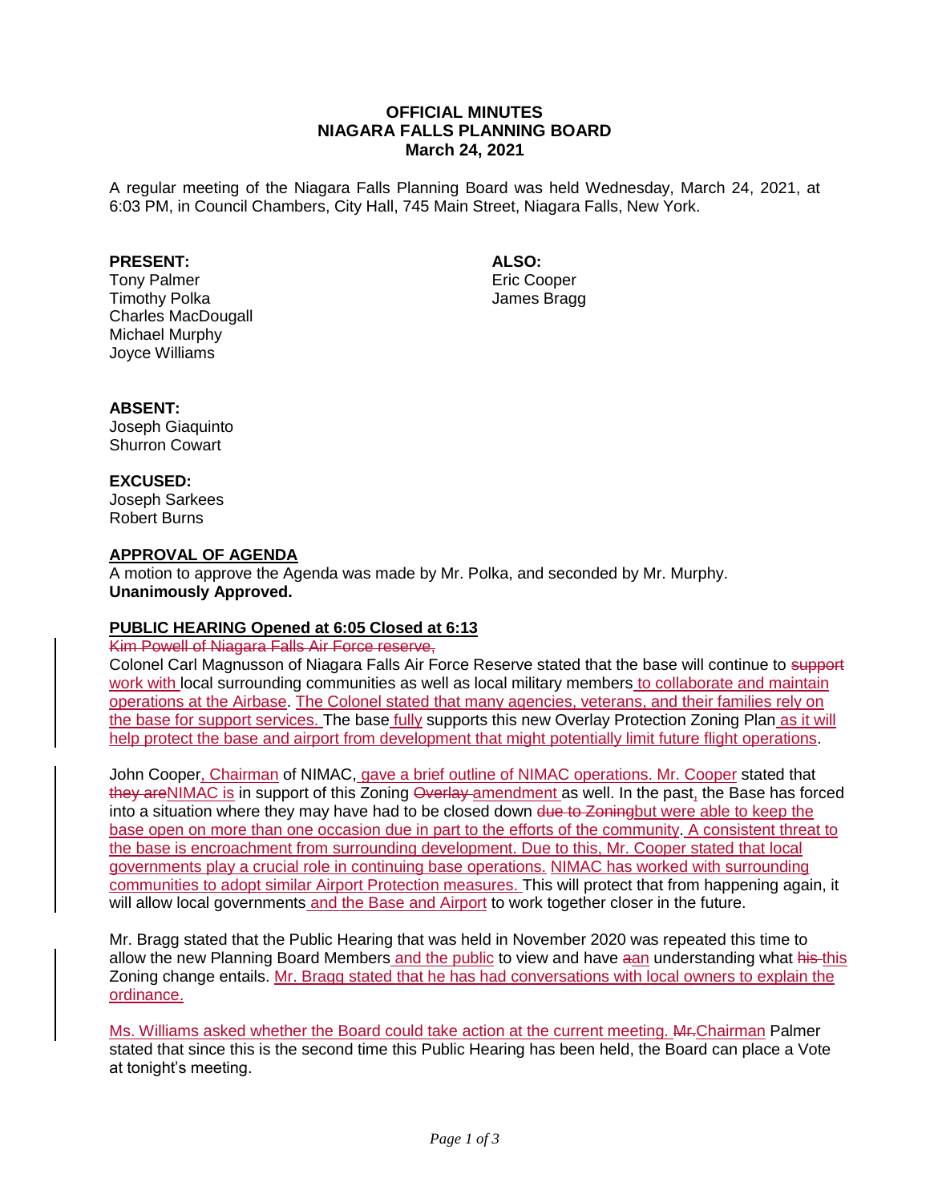**OFFICIAL MINUTES**
**NIAGARA FALLS PLANNING BOARD**
**March 24, 2021**

A regular meeting of the Niagara Falls Planning Board was held Wednesday, March 24, 2021, at 6:03 PM, in Council Chambers, City Hall, 745 Main Street, Niagara Falls, New York.

**PRESENT:**
Tony Palmer
Timothy Polka
Charles MacDougall
Michael Murphy
Joyce Williams

**ALSO:**
Eric Cooper
James Bragg

**ABSENT:**
Joseph Giaquinto
Shurron Cowart

**EXCUSED:**
Joseph Sarkees
Robert Burns

**APPROVAL OF AGENDA**

A motion to approve the Agenda was made by Mr. Polka, and seconded by Mr. Murphy.
**Unanimously Approved.**

**PUBLIC HEARING Opened at 6:05 Closed at 6:13**

~~Kim Powell of Niagara Falls Air Force reserve,~~
Colonel Carl Magnusson of Niagara Falls Air Force Reserve stated that the base will continue to ~~support~~ work with local surrounding communities as well as local military members to collaborate and maintain operations at the Airbase. The Colonel stated that many agencies, veterans, and their families rely on the base for support services. The base fully supports this new Overlay Protection Zoning Plan as it will help protect the base and airport from development that might potentially limit future flight operations.

John Cooper, Chairman of NIMAC, gave a brief outline of NIMAC operations. Mr. Cooper stated that ~~they are~~NIMAC is in support of this Zoning ~~Overlay~~ amendment as well. In the past, the Base has forced into a situation where they may have had to be closed down ~~due to Zoning~~but were able to keep the base open on more than one occasion due in part to the efforts of the community. A consistent threat to the base is encroachment from surrounding development. Due to this, Mr. Cooper stated that local governments play a crucial role in continuing base operations. NIMAC has worked with surrounding communities to adopt similar Airport Protection measures. This will protect that from happening again, it will allow local governments and the Base and Airport to work together closer in the future.

Mr. Bragg stated that the Public Hearing that was held in November 2020 was repeated this time to allow the new Planning Board Members and the public to view and have ~~a~~an understanding what ~~his~~ this Zoning change entails. Mr. Bragg stated that he has had conversations with local owners to explain the ordinance.

Ms. Williams asked whether the Board could take action at the current meeting. ~~Mr.~~Chairman Palmer stated that since this is the second time this Public Hearing has been held, the Board can place a Vote at tonight's meeting.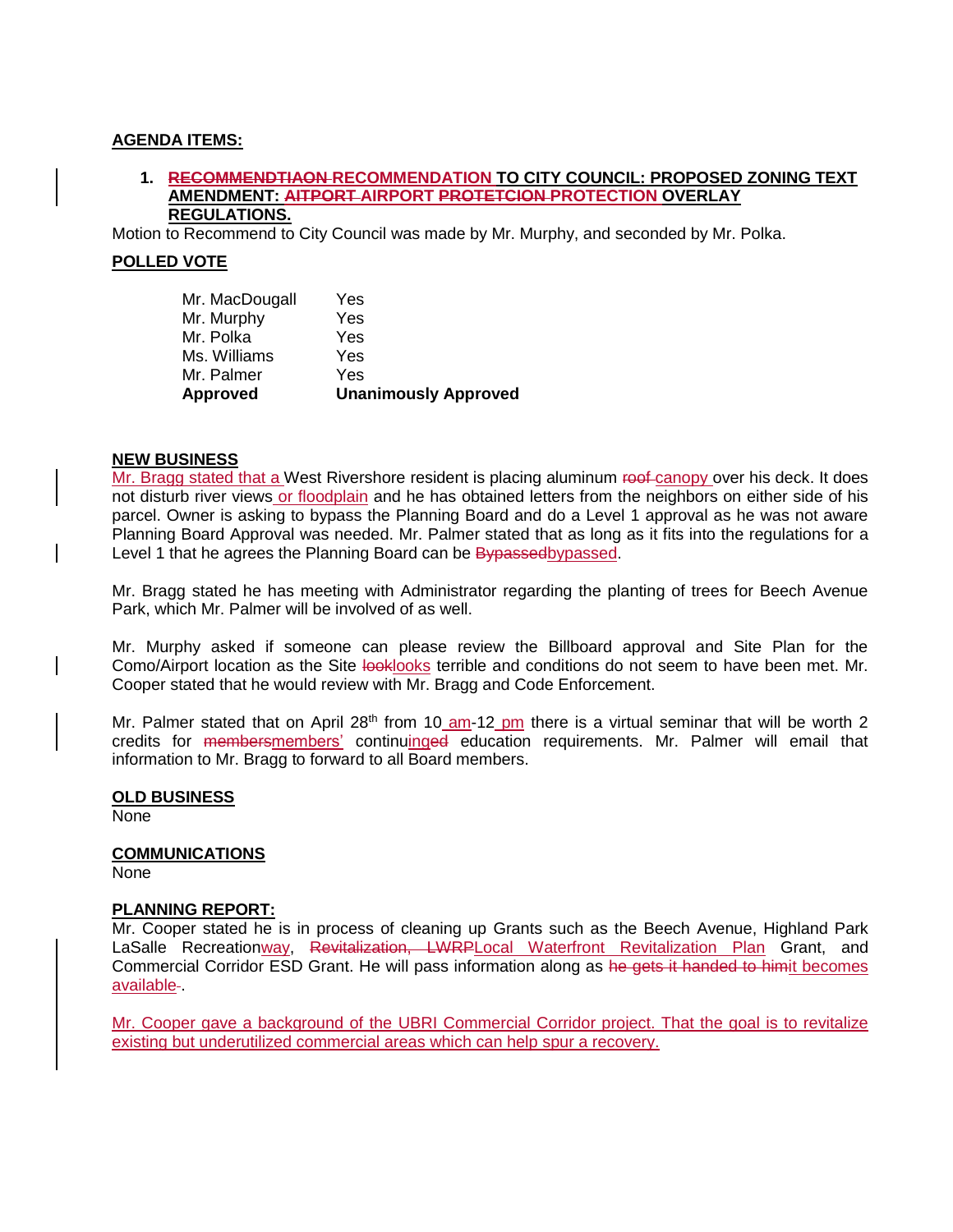**AGENDA ITEMS:**

1. **~~RECOMMENDTIAON~~ RECOMMENDATION TO CITY COUNCIL: PROPOSED ZONING TEXT AMENDMENT: ~~AITPORT~~ AIRPORT ~~PROTETCION~~ PROTECTION OVERLAY REGULATIONS.**

Motion to Recommend to City Council was made by Mr. Murphy, and seconded by Mr. Polka.

**POLLED VOTE**

| | |
|---|---|
| Mr. MacDougall | Yes |
| Mr. Murphy | Yes |
| Mr. Polka | Yes |
| Ms. Williams | Yes |
| Mr. Palmer | Yes |
| **Approved** | **Unanimously Approved** |

**NEW BUSINESS**

Mr. Bragg stated that a West Rivershore resident is placing aluminum ~~roof~~ canopy over his deck. It does not disturb river views or floodplain and he has obtained letters from the neighbors on either side of his parcel. Owner is asking to bypass the Planning Board and do a Level 1 approval as he was not aware Planning Board Approval was needed. Mr. Palmer stated that as long as it fits into the regulations for a Level 1 that he agrees the Planning Board can be ~~Bypassed~~bypassed.

Mr. Bragg stated he has meeting with Administrator regarding the planting of trees for Beech Avenue Park, which Mr. Palmer will be involved of as well.

Mr. Murphy asked if someone can please review the Billboard approval and Site Plan for the Como/Airport location as the Site ~~look~~looks terrible and conditions do not seem to have been met. Mr. Cooper stated that he would review with Mr. Bragg and Code Enforcement.

Mr. Palmer stated that on April 28th from 10 am-12 pm there is a virtual seminar that will be worth 2 credits for ~~members~~members' continuing~~ed~~ education requirements. Mr. Palmer will email that information to Mr. Bragg to forward to all Board members.

**OLD BUSINESS**

None

**COMMUNICATIONS**

None

**PLANNING REPORT:**

Mr. Cooper stated he is in process of cleaning up Grants such as the Beech Avenue, Highland Park LaSalle Recreationway, ~~Revitalization, LWRP~~Local Waterfront Revitalization Plan Grant, and Commercial Corridor ESD Grant. He will pass information along as ~~he gets it handed to him~~it becomes available.

Mr. Cooper gave a background of the UBRI Commercial Corridor project. That the goal is to revitalize existing but underutilized commercial areas which can help spur a recovery.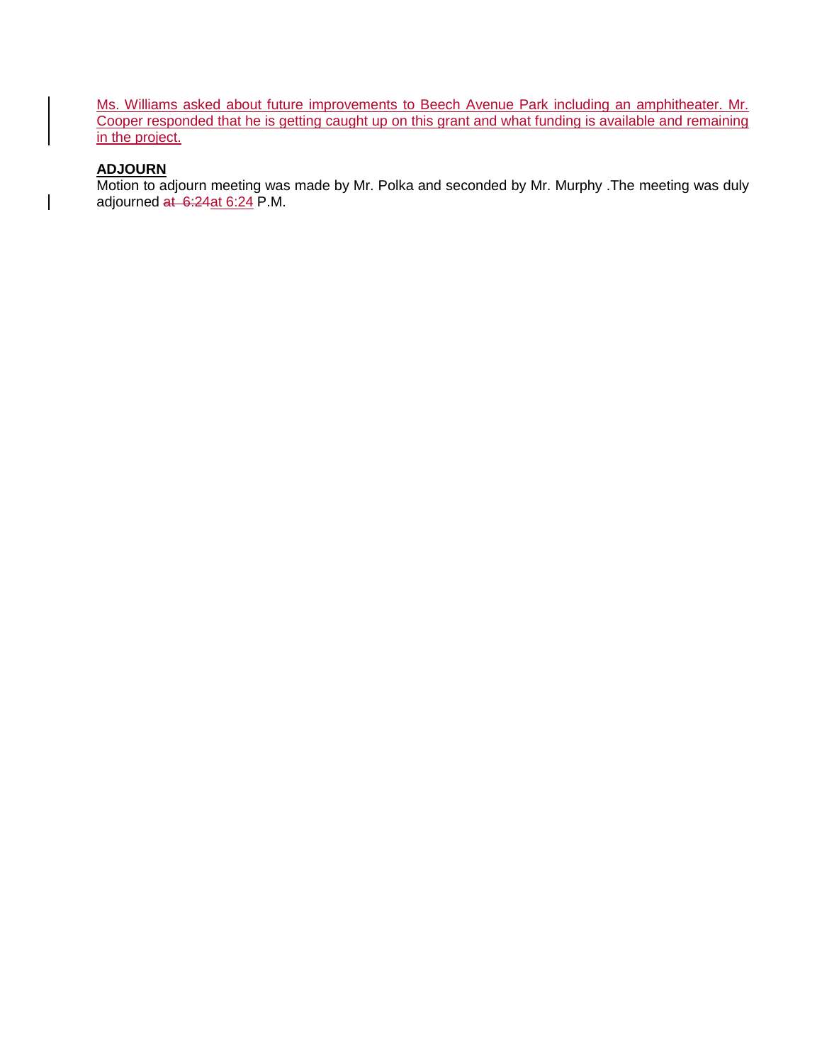Ms. Williams asked about future improvements to Beech Avenue Park including an amphitheater. Mr. Cooper responded that he is getting caught up on this grant and what funding is available and remaining in the project.

**ADJOURN**

Motion to adjourn meeting was made by Mr. Polka and seconded by Mr. Murphy .The meeting was duly adjourned ~~at  6:24~~at 6:24 P.M.